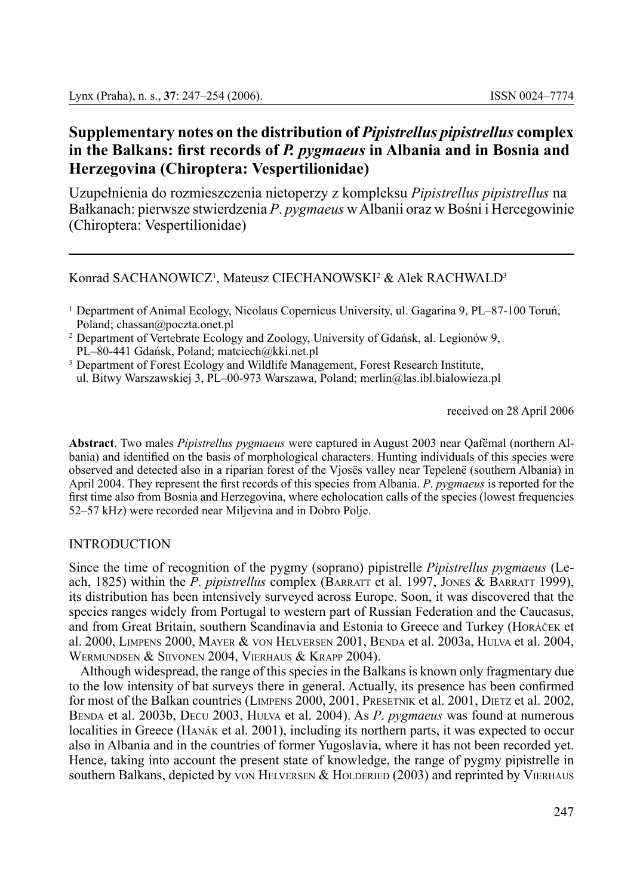# Supplementary notes on the distribution of *Pipistrellus pipistrellus* complex in the Balkans: first records of *P. pygmaeus* in Albania and in Bosnia and Herzegovina (Chiroptera: Vespertilionidae)

Uzupełnienia do rozmieszczenia nietoperzy z kompleksu *Pipistrellus pipistrellus* na Bałkanach: pierwsze stwierdzenia *P. pygmaeus* w Albanii oraz w Bośni i Hercegowinie (Chiroptera: Vespertilionidae)

Konrad SACHANOWICZ[1], Mateusz CIECHANOWSKI[2] & Alek RACHWALD[3]

[1] Department of Animal Ecology, Nicolaus Copernicus University, ul. Gagarina 9, PL–87-100 Toruń, Poland; chassan@poczta.onet.pl

[2] Department of Vertebrate Ecology and Zoology, University of Gdańsk, al. Legionów 9, PL–80-441 Gdańsk, Poland; matciech@kki.net.pl

[3] Department of Forest Ecology and Wildlife Management, Forest Research Institute, ul. Bitwy Warszawskiej 3, PL–00-973 Warszawa, Poland; merlin@las.ibl.bialowieza.pl

received on 28 April 2006

**Abstract**. Two males *Pipistrellus pygmaeus* were captured in August 2003 near Qafëmal (northern Albania) and identified on the basis of morphological characters. Hunting individuals of this species were observed and detected also in a riparian forest of the Vjosës valley near Tepelenë (southern Albania) in April 2004. They represent the first records of this species from Albania. *P. pygmaeus* is reported for the first time also from Bosnia and Herzegovina, where echolocation calls of the species (lowest frequencies 52–57 kHz) were recorded near Miljevina and in Dobro Polje.

## INTRODUCTION

Since the time of recognition of the pygmy (soprano) pipistrelle *Pipistrellus pygmaeus* (Leach, 1825) within the *P. pipistrellus* complex (Barratt et al. 1997, Jones & Barratt 1999), its distribution has been intensively surveyed across Europe. Soon, it was discovered that the species ranges widely from Portugal to western part of Russian Federation and the Caucasus, and from Great Britain, southern Scandinavia and Estonia to Greece and Turkey (Horáček et al. 2000, Limpens 2000, Mayer & von Helversen 2001, Benda et al. 2003a, Hulva et al. 2004, Wermundsen & Siivonen 2004, Vierhaus & Krapp 2004).

Although widespread, the range of this species in the Balkans is known only fragmentary due to the low intensity of bat surveys there in general. Actually, its presence has been confirmed for most of the Balkan countries (Limpens 2000, 2001, Presetnik et al. 2001, Dietz et al. 2002, Benda et al. 2003b, Decu 2003, Hulva et al. 2004). As *P. pygmaeus* was found at numerous localities in Greece (Hanák et al. 2001), including its northern parts, it was expected to occur also in Albania and in the countries of former Yugoslavia, where it has not been recorded yet. Hence, taking into account the present state of knowledge, the range of pygmy pipistrelle in southern Balkans, depicted by von Helversen & Holderied (2003) and reprinted by Vierhaus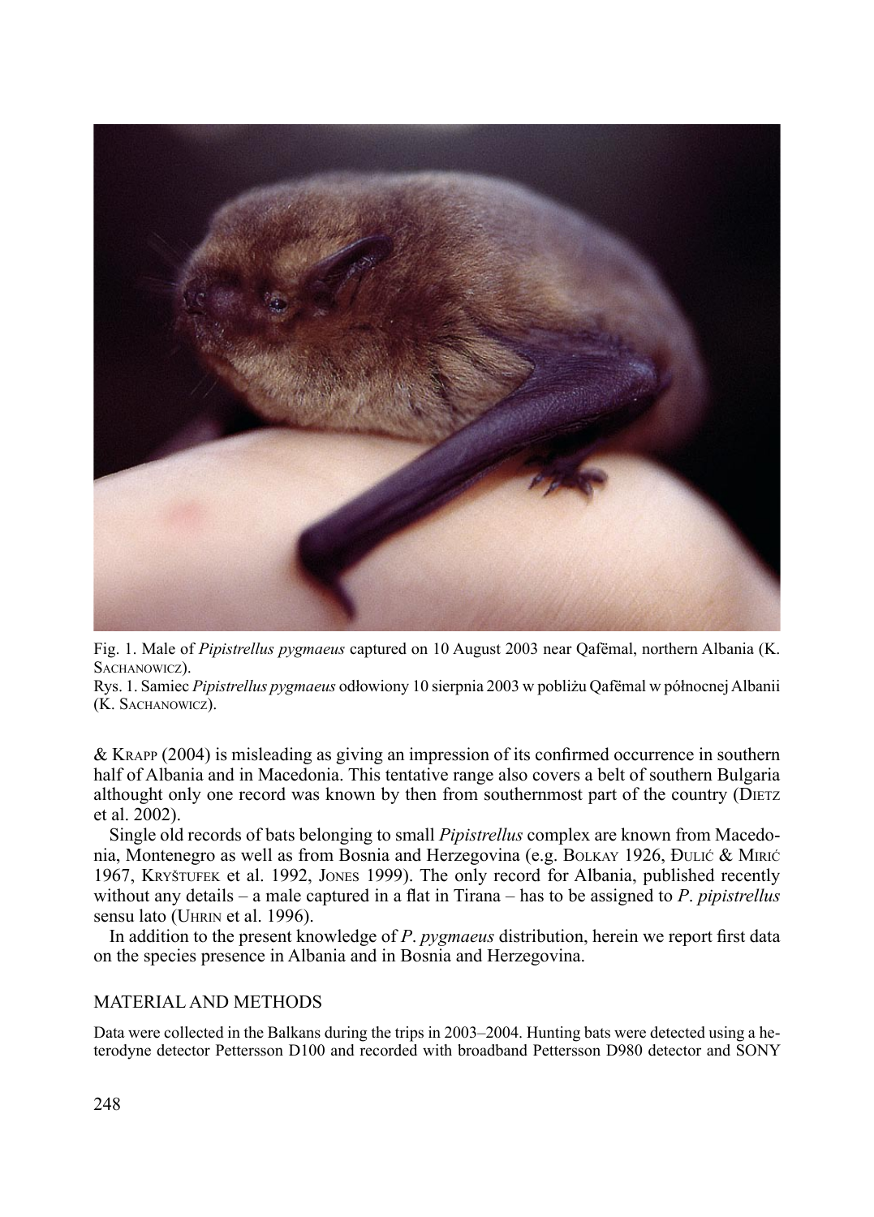Fig. 1. Male of *Pipistrellus pygmaeus* captured on 10 August 2003 near Qafëmal, northern Albania (K. Sachanowicz).

Rys. 1. Samiec *Pipistrellus pygmaeus* odłowiony 10 sierpnia 2003 w pobliżu Qafëmal w północnej Albanii (K. Sachanowicz).

& Krapp (2004) is misleading as giving an impression of its confirmed occurrence in southern half of Albania and in Macedonia. This tentative range also covers a belt of southern Bulgaria althought only one record was known by then from southernmost part of the country (Dietz et al. 2002).

Single old records of bats belonging to small *Pipistrellus* complex are known from Macedonia, Montenegro as well as from Bosnia and Herzegovina (e.g. Bolkay 1926, Đulić & Mirić 1967, Kryštufek et al. 1992, Jones 1999). The only record for Albania, published recently without any details – a male captured in a flat in Tirana – has to be assigned to *P. pipistrellus* sensu lato (Uhrin et al. 1996).

In addition to the present knowledge of *P. pygmaeus* distribution, herein we report first data on the species presence in Albania and in Bosnia and Herzegovina.

## MATERIAL AND METHODS

Data were collected in the Balkans during the trips in 2003–2004. Hunting bats were detected using a heterodyne detector Pettersson D100 and recorded with broadband Pettersson D980 detector and SONY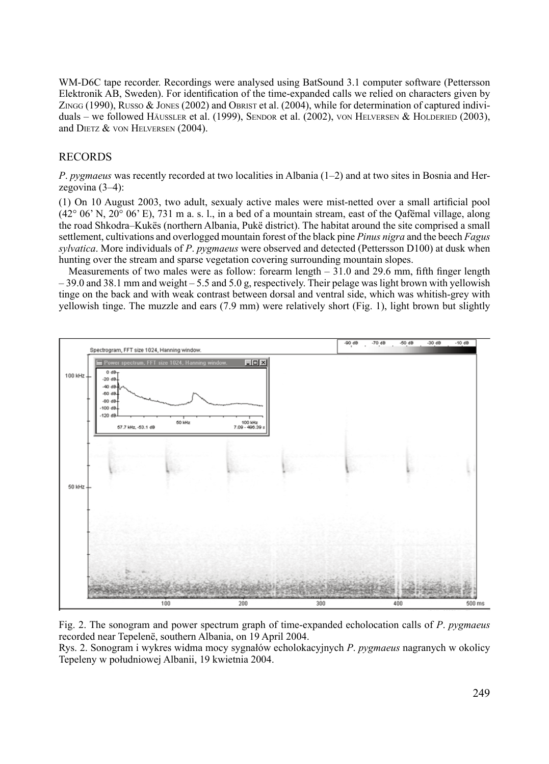WM-D6C tape recorder. Recordings were analysed using BatSound 3.1 computer software (Pettersson Elektronik AB, Sweden). For identification of the time-expanded calls we relied on characters given by Zingg (1990), Russo & Jones (2002) and Obrist et al. (2004), while for determination of captured individuals – we followed Häussler et al. (1999), Sendor et al. (2002), von Helversen & Holderied (2003), and Dietz & von Helversen (2004).

## RECORDS

*P. pygmaeus* was recently recorded at two localities in Albania (1–2) and at two sites in Bosnia and Herzegovina (3–4):

(1) On 10 August 2003, two adult, sexualy active males were mist-netted over a small artificial pool (42° 06' N, 20° 06' E), 731 m a. s. l., in a bed of a mountain stream, east of the Qafëmal village, along the road Shkodra–Kukës (northern Albania, Pukë district). The habitat around the site comprised a small settlement, cultivations and overlogged mountain forest of the black pine *Pinus nigra* and the beech *Fagus sylvatica*. More individuals of *P. pygmaeus* were observed and detected (Pettersson D100) at dusk when hunting over the stream and sparse vegetation covering surrounding mountain slopes.

Measurements of two males were as follow: forearm length – 31.0 and 29.6 mm, fifth finger length – 39.0 and 38.1 mm and weight – 5.5 and 5.0 g, respectively. Their pelage was light brown with yellowish tinge on the back and with weak contrast between dorsal and ventral side, which was whitish-grey with yellowish tinge. The muzzle and ears (7.9 mm) were relatively short (Fig. 1), light brown but slightly

Fig. 2. The sonogram and power spectrum graph of time-expanded echolocation calls of *P. pygmaeus* recorded near Tepelenë, southern Albania, on 19 April 2004.

Rys. 2. Sonogram i wykres widma mocy sygnałów echolokacyjnych *P. pygmaeus* nagranych w okolicy Tepeleny w południowej Albanii, 19 kwietnia 2004.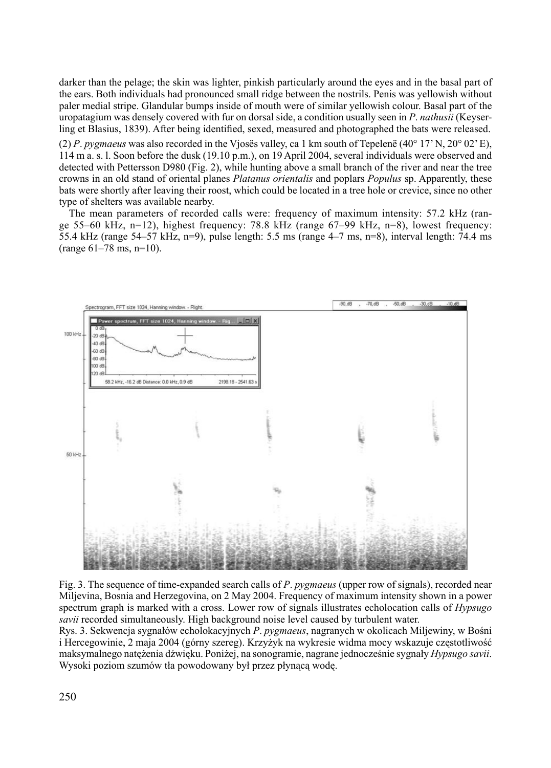darker than the pelage; the skin was lighter, pinkish particularly around the eyes and in the basal part of the ears. Both individuals had pronounced small ridge between the nostrils. Penis was yellowish without paler medial stripe. Glandular bumps inside of mouth were of similar yellowish colour. Basal part of the uropatagium was densely covered with fur on dorsal side, a condition usually seen in *P. nathusii* (Keyserling et Blasius, 1839). After being identified, sexed, measured and photographed the bats were released.

(2) *P. pygmaeus* was also recorded in the Vjosës valley, ca 1 km south of Tepelenë (40° 17' N, 20° 02' E), 114 m a. s. l. Soon before the dusk (19.10 p.m.), on 19 April 2004, several individuals were observed and detected with Pettersson D980 (Fig. 2), while hunting above a small branch of the river and near the tree crowns in an old stand of oriental planes *Platanus orientalis* and poplars *Populus* sp. Apparently, these bats were shortly after leaving their roost, which could be located in a tree hole or crevice, since no other type of shelters was available nearby.

The mean parameters of recorded calls were: frequency of maximum intensity: 57.2 kHz (range 55–60 kHz, n=12), highest frequency: 78.8 kHz (range 67–99 kHz, n=8), lowest frequency: 55.4 kHz (range 54–57 kHz, n=9), pulse length: 5.5 ms (range 4–7 ms, n=8), interval length: 74.4 ms (range 61–78 ms, n=10).

Fig. 3. The sequence of time-expanded search calls of *P. pygmaeus* (upper row of signals), recorded near Miljevina, Bosnia and Herzegovina, on 2 May 2004. Frequency of maximum intensity shown in a power spectrum graph is marked with a cross. Lower row of signals illustrates echolocation calls of *Hypsugo savii* recorded simultaneously. High background noise level caused by turbulent water.

Rys. 3. Sekwencja sygnałów echolokacyjnych *P. pygmaeus*, nagranych w okolicach Miljewiny, w Bośni i Hercegowinie, 2 maja 2004 (górny szereg). Krzyżyk na wykresie widma mocy wskazuje częstotliwość maksymalnego natężenia dźwięku. Poniżej, na sonogramie, nagrane jednocześnie sygnały *Hypsugo savii*. Wysoki poziom szumów tła powodowany był przez płynącą wodę.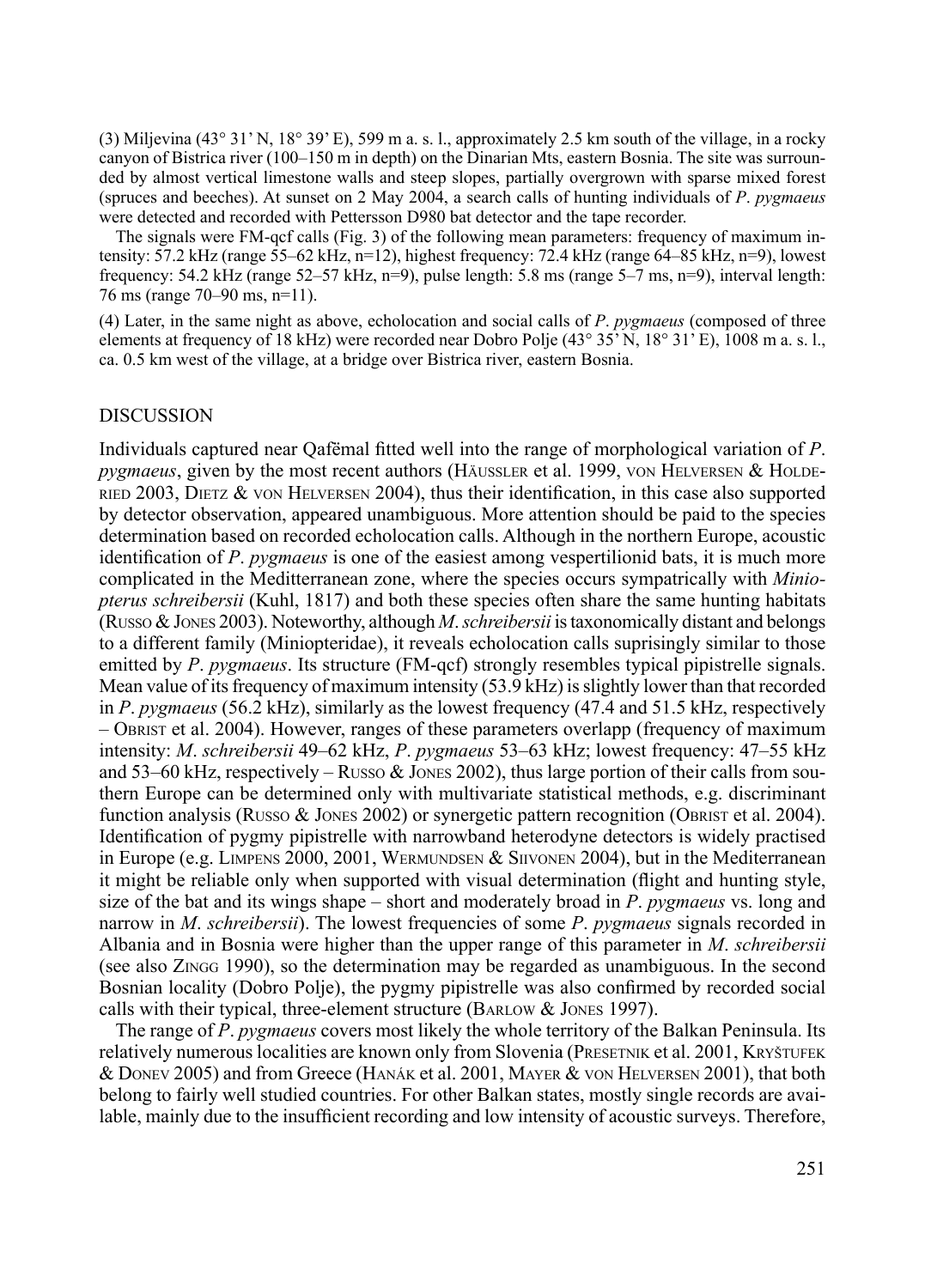(3) Miljevina (43° 31' N, 18° 39' E), 599 m a. s. l., approximately 2.5 km south of the village, in a rocky canyon of Bistrica river (100–150 m in depth) on the Dinarian Mts, eastern Bosnia. The site was surrounded by almost vertical limestone walls and steep slopes, partially overgrown with sparse mixed forest (spruces and beeches). At sunset on 2 May 2004, a search calls of hunting individuals of *P. pygmaeus* were detected and recorded with Pettersson D980 bat detector and the tape recorder.

The signals were FM-qcf calls (Fig. 3) of the following mean parameters: frequency of maximum intensity: 57.2 kHz (range 55–62 kHz, n=12), highest frequency: 72.4 kHz (range 64–85 kHz, n=9), lowest frequency: 54.2 kHz (range 52–57 kHz, n=9), pulse length: 5.8 ms (range 5–7 ms, n=9), interval length: 76 ms (range 70–90 ms, n=11).

(4) Later, in the same night as above, echolocation and social calls of *P. pygmaeus* (composed of three elements at frequency of 18 kHz) were recorded near Dobro Polje (43° 35' N, 18° 31' E), 1008 m a. s. l., ca. 0.5 km west of the village, at a bridge over Bistrica river, eastern Bosnia.

## DISCUSSION

Individuals captured near Qafëmal fitted well into the range of morphological variation of *P. pygmaeus*, given by the most recent authors (Häussler et al. 1999, von Helversen & Holderied 2003, Dietz & von Helversen 2004), thus their identification, in this case also supported by detector observation, appeared unambiguous. More attention should be paid to the species determination based on recorded echolocation calls. Although in the northern Europe, acoustic identification of *P. pygmaeus* is one of the easiest among vespertilionid bats, it is much more complicated in the Meditterranean zone, where the species occurs sympatrically with *Miniopterus schreibersii* (Kuhl, 1817) and both these species often share the same hunting habitats (Russo & Jones 2003). Noteworthy, although *M. schreibersii* is taxonomically distant and belongs to a different family (Miniopteridae), it reveals echolocation calls suprisingly similar to those emitted by *P. pygmaeus*. Its structure (FM-qcf) strongly resembles typical pipistrelle signals. Mean value of its frequency of maximum intensity (53.9 kHz) is slightly lower than that recorded in *P. pygmaeus* (56.2 kHz), similarly as the lowest frequency (47.4 and 51.5 kHz, respectively – Obrist et al. 2004). However, ranges of these parameters overlapp (frequency of maximum intensity: *M. schreibersii* 49–62 kHz, *P. pygmaeus* 53–63 kHz; lowest frequency: 47–55 kHz and 53–60 kHz, respectively – Russo & Jones 2002), thus large portion of their calls from southern Europe can be determined only with multivariate statistical methods, e.g. discriminant function analysis (Russo & Jones 2002) or synergetic pattern recognition (Obrist et al. 2004). Identification of pygmy pipistrelle with narrowband heterodyne detectors is widely practised in Europe (e.g. Limpens 2000, 2001, Wermundsen & Siivonen 2004), but in the Mediterranean it might be reliable only when supported with visual determination (flight and hunting style, size of the bat and its wings shape – short and moderately broad in *P. pygmaeus* vs. long and narrow in *M. schreibersii*). The lowest frequencies of some *P. pygmaeus* signals recorded in Albania and in Bosnia were higher than the upper range of this parameter in *M. schreibersii* (see also Zingg 1990), so the determination may be regarded as unambiguous. In the second Bosnian locality (Dobro Polje), the pygmy pipistrelle was also confirmed by recorded social calls with their typical, three-element structure (Barlow & Jones 1997).

The range of *P. pygmaeus* covers most likely the whole territory of the Balkan Peninsula. Its relatively numerous localities are known only from Slovenia (Presetnik et al. 2001, Kryštufek & Donev 2005) and from Greece (Hanák et al. 2001, Mayer & von Helversen 2001), that both belong to fairly well studied countries. For other Balkan states, mostly single records are available, mainly due to the insufficient recording and low intensity of acoustic surveys. Therefore,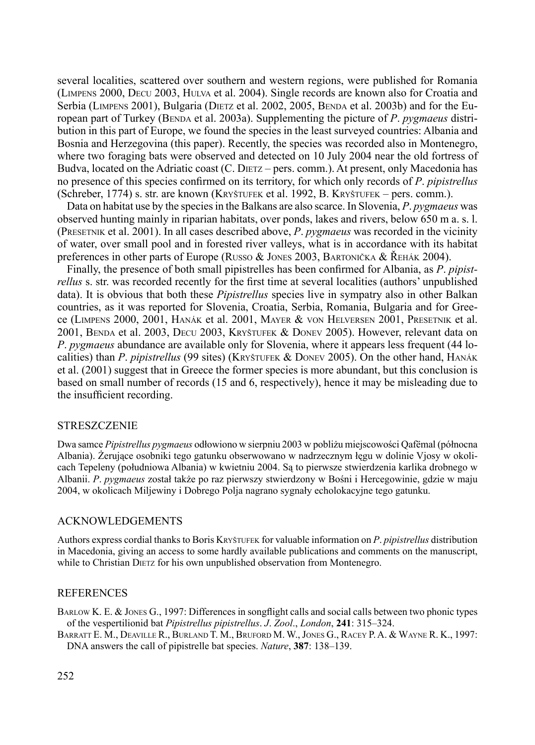several localities, scattered over southern and western regions, were published for Romania (Limpens 2000, Decu 2003, Hulva et al. 2004). Single records are known also for Croatia and Serbia (Limpens 2001), Bulgaria (Dietz et al. 2002, 2005, Benda et al. 2003b) and for the European part of Turkey (Benda et al. 2003a). Supplementing the picture of *P. pygmaeus* distribution in this part of Europe, we found the species in the least surveyed countries: Albania and Bosnia and Herzegovina (this paper). Recently, the species was recorded also in Montenegro, where two foraging bats were observed and detected on 10 July 2004 near the old fortress of Budva, located on the Adriatic coast (C. Dietz – pers. comm.). At present, only Macedonia has no presence of this species confirmed on its territory, for which only records of *P. pipistrellus* (Schreber, 1774) s. str. are known (Kryštufek et al. 1992, B. Kryštufek – pers. comm.).

Data on habitat use by the species in the Balkans are also scarce. In Slovenia, *P. pygmaeus* was observed hunting mainly in riparian habitats, over ponds, lakes and rivers, below 650 m a. s. l. (Presetnik et al. 2001). In all cases described above, *P. pygmaeus* was recorded in the vicinity of water, over small pool and in forested river valleys, what is in accordance with its habitat preferences in other parts of Europe (Russo & Jones 2003, Bartonička & Řehák 2004).

Finally, the presence of both small pipistrelles has been confirmed for Albania, as *P. pipistrellus* s. str. was recorded recently for the first time at several localities (authors' unpublished data). It is obvious that both these *Pipistrellus* species live in sympatry also in other Balkan countries, as it was reported for Slovenia, Croatia, Serbia, Romania, Bulgaria and for Greece (Limpens 2000, 2001, Hanák et al. 2001, Mayer & von Helversen 2001, Presetnik et al. 2001, Benda et al. 2003, Decu 2003, Kryštufek & Donev 2005). However, relevant data on *P. pygmaeus* abundance are available only for Slovenia, where it appears less frequent (44 localities) than *P. pipistrellus* (99 sites) (Kryštufek & Donev 2005). On the other hand, Hanák et al. (2001) suggest that in Greece the former species is more abundant, but this conclusion is based on small number of records (15 and 6, respectively), hence it may be misleading due to the insufficient recording.

## STRESZCZENIE

Dwa samce *Pipistrellus pygmaeus* odłowiono w sierpniu 2003 w pobliżu miejscowości Qafëmal (północna Albania). Żerujące osobniki tego gatunku obserwowano w nadrzecznym łęgu w dolinie Vjosy w okolicach Tepeleny (południowa Albania) w kwietniu 2004. Są to pierwsze stwierdzenia karlika drobnego w Albanii. *P. pygmaeus* został także po raz pierwszy stwierdzony w Bośni i Hercegowinie, gdzie w maju 2004, w okolicach Miljewiny i Dobrego Polja nagrano sygnały echolokacyjne tego gatunku.

## ACKNOWLEDGEMENTS

Authors express cordial thanks to Boris Kryštufek for valuable information on *P. pipistrellus* distribution in Macedonia, giving an access to some hardly available publications and comments on the manuscript, while to Christian Dietz for his own unpublished observation from Montenegro.

## REFERENCES

Barlow K. E. & Jones G., 1997: Differences in songflight calls and social calls between two phonic types of the vespertilionid bat *Pipistrellus pipistrellus*. *J. Zool., London*, **241**: 315–324.

Barratt E. M., Deaville R., Burland T. M., Bruford M. W., Jones G., Racey P. A. & Wayne R. K., 1997: DNA answers the call of pipistrelle bat species. *Nature*, **387**: 138–139.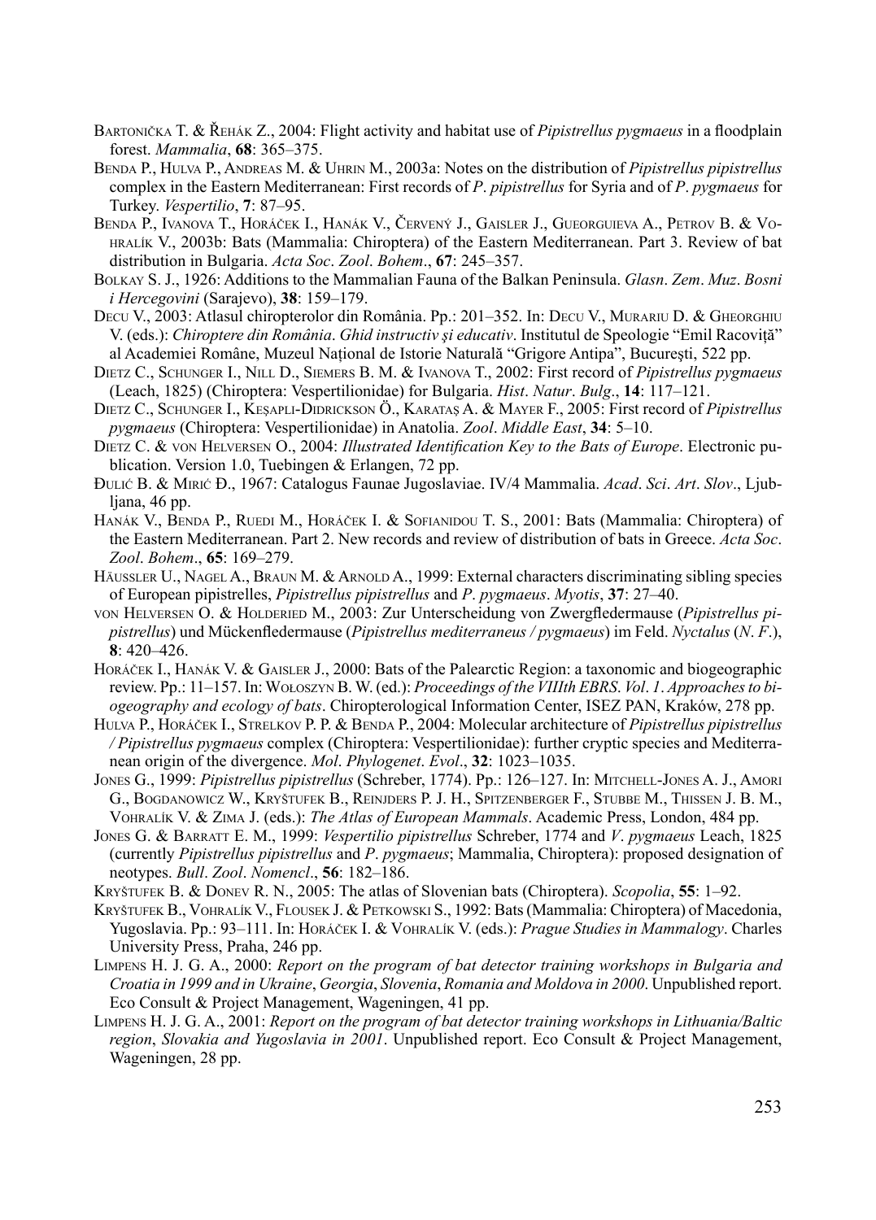Bartonička T. & Řehák Z., 2004: Flight activity and habitat use of *Pipistrellus pygmaeus* in a floodplain forest. *Mammalia*, **68**: 365–375.

Benda P., Hulva P., Andreas M. & Uhrin M., 2003a: Notes on the distribution of *Pipistrellus pipistrellus* complex in the Eastern Mediterranean: First records of *P*. *pipistrellus* for Syria and of *P*. *pygmaeus* for Turkey. *Vespertilio*, **7**: 87–95.

Benda P., Ivanova T., Horáček I., Hanák V., Červený J., Gaisler J., Gueorguieva A., Petrov B. & Vohralík V., 2003b: Bats (Mammalia: Chiroptera) of the Eastern Mediterranean. Part 3. Review of bat distribution in Bulgaria. *Acta Soc*. *Zool*. *Bohem*., **67**: 245–357.

Bolkay S. J., 1926: Additions to the Mammalian Fauna of the Balkan Peninsula. *Glasn*. *Zem*. *Muz*. *Bosni i Hercegovini* (Sarajevo), **38**: 159–179.

Decu V., 2003: Atlasul chiropterolor din România. Pp.: 201–352. In: Decu V., Murariu D. & Gheorghiu V. (eds.): *Chiroptere din România*. *Ghid instructiv şi educativ*. Institutul de Speologie "Emil Racoviţă" al Academiei Române, Muzeul Naţional de Istorie Naturală "Grigore Antipa", Bucureşti, 522 pp.

Dietz C., Schunger I., Nill D., Siemers B. M. & Ivanova T., 2002: First record of *Pipistrellus pygmaeus* (Leach, 1825) (Chiroptera: Vespertilionidae) for Bulgaria. *Hist*. *Natur*. *Bulg*., **14**: 117–121.

Dietz C., Schunger I., Keşapli-Didrickson Ö., Karataş A. & Mayer F., 2005: First record of *Pipistrellus pygmaeus* (Chiroptera: Vespertilionidae) in Anatolia. *Zool*. *Middle East*, **34**: 5–10.

Dietz C. & von Helversen O., 2004: *Illustrated Identification Key to the Bats of Europe*. Electronic publication. Version 1.0, Tuebingen & Erlangen, 72 pp.

Đulić B. & Mirić Đ., 1967: Catalogus Faunae Jugoslaviae. IV/4 Mammalia. *Acad*. *Sci*. *Art*. *Slov*., Ljubljana, 46 pp.

Hanák V., Benda P., Ruedi M., Horáček I. & Sofianidou T. S., 2001: Bats (Mammalia: Chiroptera) of the Eastern Mediterranean. Part 2. New records and review of distribution of bats in Greece. *Acta Soc*. *Zool*. *Bohem*., **65**: 169–279.

Häussler U., Nagel A., Braun M. & Arnold A., 1999: External characters discriminating sibling species of European pipistrelles, *Pipistrellus pipistrellus* and *P*. *pygmaeus*. *Myotis*, **37**: 27–40.

von Helversen O. & Holderied M., 2003: Zur Unterscheidung von Zwergfledermause (*Pipistrellus pipistrellus*) und Mückenfledermause (*Pipistrellus mediterraneus / pygmaeus*) im Feld. *Nyctalus* (*N*. *F*.), **8**: 420–426.

Horáček I., Hanák V. & Gaisler J., 2000: Bats of the Palearctic Region: a taxonomic and biogeographic review. Pp.: 11–157. In: Wołoszyn B. W. (ed.): *Proceedings of the VIIIth EBRS*. *Vol*. *1*. *Approaches to biogeography and ecology of bats*. Chiropterological Information Center, ISEZ PAN, Kraków, 278 pp.

Hulva P., Horáček I., Strelkov P. P. & Benda P., 2004: Molecular architecture of *Pipistrellus pipistrellus / Pipistrellus pygmaeus* complex (Chiroptera: Vespertilionidae): further cryptic species and Mediterranean origin of the divergence. *Mol*. *Phylogenet*. *Evol*., **32**: 1023–1035.

Jones G., 1999: *Pipistrellus pipistrellus* (Schreber, 1774). Pp.: 126–127. In: Mitchell-Jones A. J., Amori G., Bogdanowicz W., Kryštufek B., Reinjders P. J. H., Spitzenberger F., Stubbe M., Thissen J. B. M., Vohralík V. & Zima J. (eds.): *The Atlas of European Mammals*. Academic Press, London, 484 pp.

Jones G. & Barratt E. M., 1999: *Vespertilio pipistrellus* Schreber, 1774 and *V*. *pygmaeus* Leach, 1825 (currently *Pipistrellus pipistrellus* and *P*. *pygmaeus*; Mammalia, Chiroptera): proposed designation of neotypes. *Bull*. *Zool*. *Nomencl*., **56**: 182–186.

Kryštufek B. & Donev R. N., 2005: The atlas of Slovenian bats (Chiroptera). *Scopolia*, **55**: 1–92.

Kryštufek B., Vohralík V., Flousek J. & Petkowski S., 1992: Bats (Mammalia: Chiroptera) of Macedonia, Yugoslavia. Pp.: 93–111. In: Horáček I. & Vohralík V. (eds.): *Prague Studies in Mammalogy*. Charles University Press, Praha, 246 pp.

Limpens H. J. G. A., 2000: *Report on the program of bat detector training workshops in Bulgaria and Croatia in 1999 and in Ukraine*, *Georgia*, *Slovenia*, *Romania and Moldova in 2000*. Unpublished report. Eco Consult & Project Management, Wageningen, 41 pp.

Limpens H. J. G. A., 2001: *Report on the program of bat detector training workshops in Lithuania/Baltic region*, *Slovakia and Yugoslavia in 2001*. Unpublished report. Eco Consult & Project Management, Wageningen, 28 pp.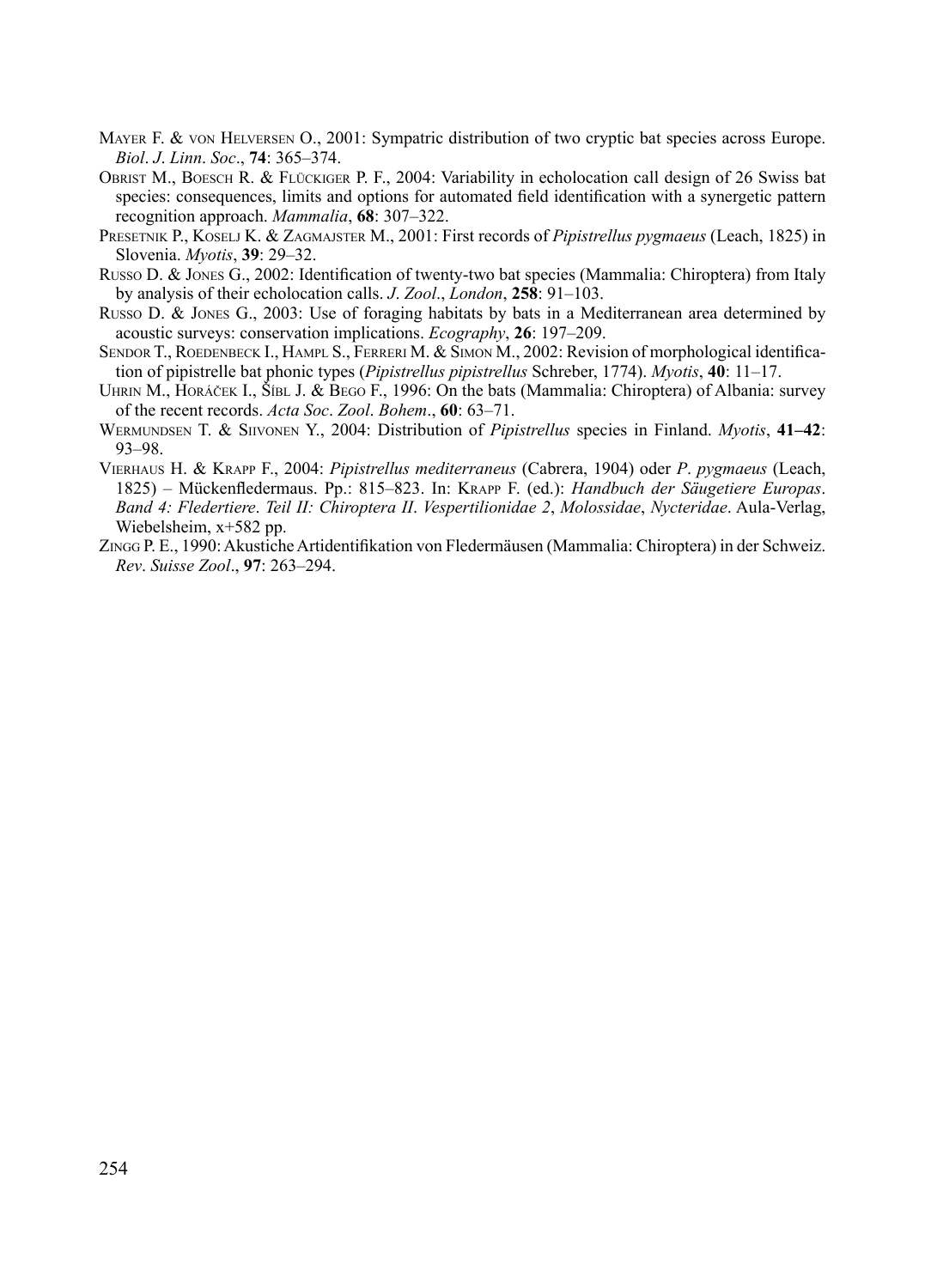Mayer F. & von Helversen O., 2001: Sympatric distribution of two cryptic bat species across Europe. *Biol. J. Linn. Soc.*, **74**: 365–374.

Obrist M., Boesch R. & Flückiger P. F., 2004: Variability in echolocation call design of 26 Swiss bat species: consequences, limits and options for automated field identification with a synergetic pattern recognition approach. *Mammalia*, **68**: 307–322.

Presetnik P., Koselj K. & Zagmajster M., 2001: First records of *Pipistrellus pygmaeus* (Leach, 1825) in Slovenia. *Myotis*, **39**: 29–32.

Russo D. & Jones G., 2002: Identification of twenty-two bat species (Mammalia: Chiroptera) from Italy by analysis of their echolocation calls. *J. Zool., London*, **258**: 91–103.

Russo D. & Jones G., 2003: Use of foraging habitats by bats in a Mediterranean area determined by acoustic surveys: conservation implications. *Ecography*, **26**: 197–209.

Sendor T., Roedenbeck I., Hampl S., Ferreri M. & Simon M., 2002: Revision of morphological identification of pipistrelle bat phonic types (*Pipistrellus pipistrellus* Schreber, 1774). *Myotis*, **40**: 11–17.

Uhrin M., Horáček I., Šibl J. & Bego F., 1996: On the bats (Mammalia: Chiroptera) of Albania: survey of the recent records. *Acta Soc. Zool. Bohem.*, **60**: 63–71.

Wermundsen T. & Siivonen Y., 2004: Distribution of *Pipistrellus* species in Finland. *Myotis*, **41–42**: 93–98.

Vierhaus H. & Krapp F., 2004: *Pipistrellus mediterraneus* (Cabrera, 1904) oder *P. pygmaeus* (Leach, 1825) – Mückenfledermaus. Pp.: 815–823. In: Krapp F. (ed.): *Handbuch der Säugetiere Europas. Band 4: Fledertiere. Teil II: Chiroptera II. Vespertilionidae 2, Molossidae, Nycteridae*. Aula-Verlag, Wiebelsheim, x+582 pp.

Zingg P. E., 1990: Akustiche Artidentifikation von Fledermäusen (Mammalia: Chiroptera) in der Schweiz. *Rev. Suisse Zool.*, **97**: 263–294.